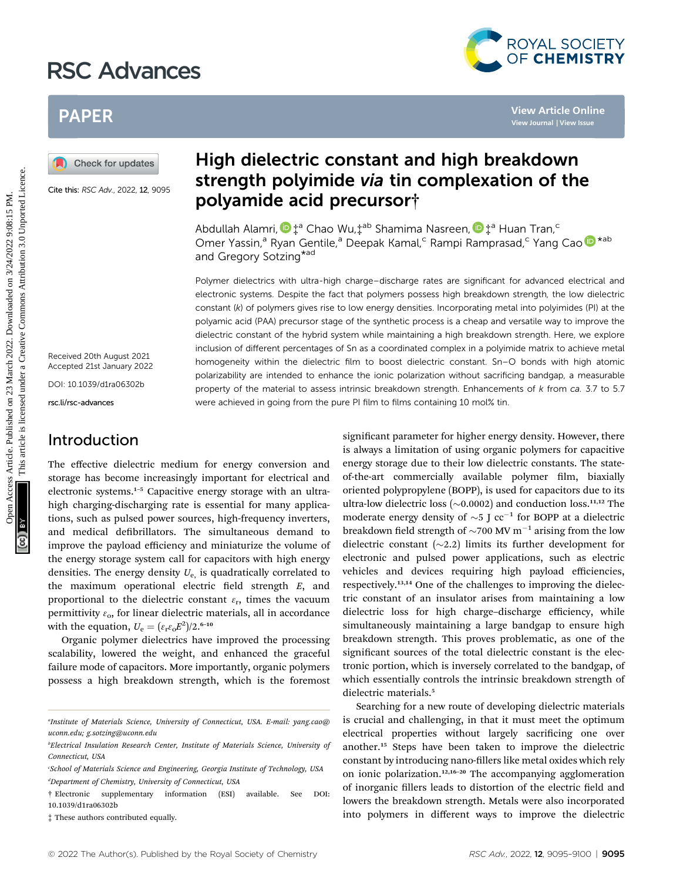# High dielectric constant and high breakdown strength polyimide *via* tin complexation of the polyamide acid precursor†

Cite this: *RSC Adv.*, 2022, **12**, 9095

Abdullah Alamri,‡[a] Chao Wu,‡[ab] Shamima Nasreen,‡[a] Huan Tran,[c] Omer Yassin,[a] Ryan Gentile,[a] Deepak Kamal,[c] Rampi Ramprasad,[c] Yang Cao*[ab] and Gregory Sotzing*[ad]

Received 20th August 2021
Accepted 21st January 2022

DOI: 10.1039/d1ra06302b

rsc.li/rsc-advances

Polymer dielectrics with ultra-high charge–discharge rates are significant for advanced electrical and electronic systems. Despite the fact that polymers possess high breakdown strength, the low dielectric constant (*k*) of polymers gives rise to low energy densities. Incorporating metal into polyimides (PI) at the polyamic acid (PAA) precursor stage of the synthetic process is a cheap and versatile way to improve the dielectric constant of the hybrid system while maintaining a high breakdown strength. Here, we explore inclusion of different percentages of Sn as a coordinated complex in a polyimide matrix to achieve metal homogeneity within the dielectric film to boost dielectric constant. Sn–O bonds with high atomic polarizability are intended to enhance the ionic polarization without sacrificing bandgap, a measurable property of the material to assess intrinsic breakdown strength. Enhancements of *k* from *ca.* 3.7 to 5.7 were achieved in going from the pure PI film to films containing 10 mol% tin.

## Introduction

The effective dielectric medium for energy conversion and storage has become increasingly important for electrical and electronic systems.[1–5] Capacitive energy storage with an ultra-high charging-discharging rate is essential for many applications, such as pulsed power sources, high-frequency inverters, and medical defibrillators. The simultaneous demand to improve the payload efficiency and miniaturize the volume of the energy storage system call for capacitors with high energy densities. The energy density $U_e$, is quadratically correlated to the maximum operational electric field strength $E$, and proportional to the dielectric constant $\varepsilon_r$, times the vacuum permittivity $\varepsilon_o$, for linear dielectric materials, all in accordance with the equation, $U_e = (\varepsilon_r \varepsilon_o E^2)/2$.[6–10]

Organic polymer dielectrics have improved the processing scalability, lowered the weight, and enhanced the graceful failure mode of capacitors. More importantly, organic polymers possess a high breakdown strength, which is the foremost significant parameter for higher energy density. However, there is always a limitation of using organic polymers for capacitive energy storage due to their low dielectric constants. The state-of-the-art commercially available polymer film, biaxially oriented polypropylene (BOPP), is used for capacitors due to its ultra-low dielectric loss (~0.0002) and conduction loss.[11,12] The moderate energy density of ~5 J cc$^{-1}$ for BOPP at a dielectric breakdown field strength of ~700 MV m$^{-1}$ arising from the low dielectric constant (~2.2) limits its further development for electronic and pulsed power applications, such as electric vehicles and devices requiring high payload efficiencies, respectively.[13,14] One of the challenges to improving the dielectric constant of an insulator arises from maintaining a low dielectric loss for high charge–discharge efficiency, while simultaneously maintaining a large bandgap to ensure high breakdown strength. This proves problematic, as one of the significant sources of the total dielectric constant is the electronic portion, which is inversely correlated to the bandgap, of which essentially controls the intrinsic breakdown strength of dielectric materials.[5]

Searching for a new route of developing dielectric materials is crucial and challenging, in that it must meet the optimum electrical properties without largely sacrificing one over another.[15] Steps have been taken to improve the dielectric constant by introducing nano-fillers like metal oxides which rely on ionic polarization.[12,16–20] The accompanying agglomeration of inorganic fillers leads to distortion of the electric field and lowers the breakdown strength. Metals were also incorporated into polymers in different ways to improve the dielectric

[a] Institute of Materials Science, University of Connecticut, USA. E-mail: yang.cao@uconn.edu; g.sotzing@uconn.edu

[b] Electrical Insulation Research Center, Institute of Materials Science, University of Connecticut, USA

[c] School of Materials Science and Engineering, Georgia Institute of Technology, USA

[d] Department of Chemistry, University of Connecticut, USA

† Electronic supplementary information (ESI) available. See DOI: 10.1039/d1ra06302b

‡ These authors contributed equally.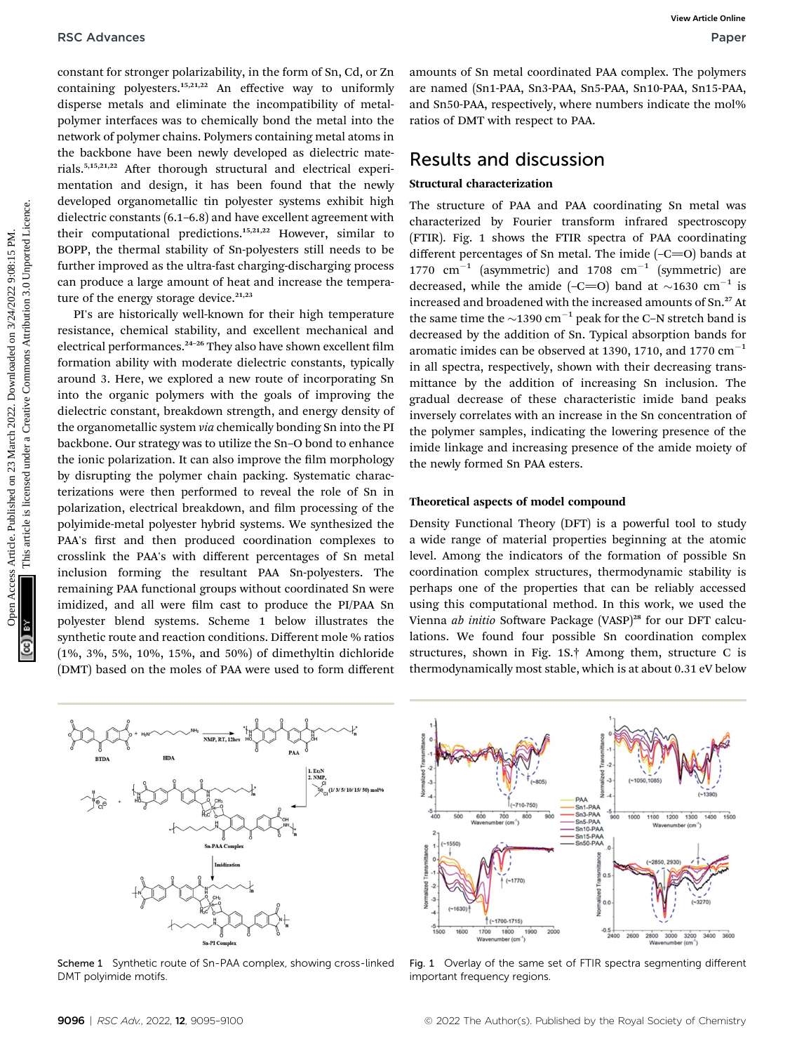constant for stronger polarizability, in the form of Sn, Cd, or Zn containing polyesters.[15,21,22] An effective way to uniformly disperse metals and eliminate the incompatibility of metal-polymer interfaces was to chemically bond the metal into the network of polymer chains. Polymers containing metal atoms in the backbone have been newly developed as dielectric materials.[5,15,21,22] After thorough structural and electrical experimentation and design, it has been found that the newly developed organometallic tin polyester systems exhibit high dielectric constants (6.1–6.8) and have excellent agreement with their computational predictions.[15,21,22] However, similar to BOPP, the thermal stability of Sn-polyesters still needs to be further improved as the ultra-fast charging-discharging process can produce a large amount of heat and increase the temperature of the energy storage device.[21,23]

PI's are historically well-known for their high temperature resistance, chemical stability, and excellent mechanical and electrical performances.[24–26] They also have shown excellent film formation ability with moderate dielectric constants, typically around 3. Here, we explored a new route of incorporating Sn into the organic polymers with the goals of improving the dielectric constant, breakdown strength, and energy density of the organometallic system *via* chemically bonding Sn into the PI backbone. Our strategy was to utilize the Sn–O bond to enhance the ionic polarization. It can also improve the film morphology by disrupting the polymer chain packing. Systematic characterizations were then performed to reveal the role of Sn in polarization, electrical breakdown, and film processing of the polyimide-metal polyester hybrid systems. We synthesized the PAA's first and then produced coordination complexes to crosslink the PAA's with different percentages of Sn metal inclusion forming the resultant PAA Sn-polyesters. The remaining PAA functional groups without coordinated Sn were imidized, and all were film cast to produce the PI/PAA Sn polyester blend systems. Scheme 1 below illustrates the synthetic route and reaction conditions. Different mole % ratios (1%, 3%, 5%, 10%, 15%, and 50%) of dimethyltin dichloride (DMT) based on the moles of PAA were used to form different amounts of Sn metal coordinated PAA complex. The polymers are named (Sn1-PAA, Sn3-PAA, Sn5-PAA, Sn10-PAA, Sn15-PAA, and Sn50-PAA, respectively, where numbers indicate the mol% ratios of DMT with respect to PAA.

## Results and discussion

### Structural characterization

The structure of PAA and PAA coordinating Sn metal was characterized by Fourier transform infrared spectroscopy (FTIR). Fig. 1 shows the FTIR spectra of PAA coordinating different percentages of Sn metal. The imide (–C=O) bands at 1770 $cm^{-1}$ (asymmetric) and 1708 $cm^{-1}$ (symmetric) are decreased, while the amide (–C=O) band at ~1630 $cm^{-1}$ is increased and broadened with the increased amounts of Sn.[27] At the same time the ~1390 $cm^{-1}$ peak for the C–N stretch band is decreased by the addition of Sn. Typical absorption bands for aromatic imides can be observed at 1390, 1710, and 1770 $cm^{-1}$ in all spectra, respectively, shown with their decreasing transmittance by the addition of increasing Sn inclusion. The gradual decrease of these characteristic imide band peaks inversely correlates with an increase in the Sn concentration of the polymer samples, indicating the lowering presence of the imide linkage and increasing presence of the amide moiety of the newly formed Sn PAA esters.

### Theoretical aspects of model compound

Density Functional Theory (DFT) is a powerful tool to study a wide range of material properties beginning at the atomic level. Among the indicators of the formation of possible Sn coordination complex structures, thermodynamic stability is perhaps one of the properties that can be reliably accessed using this computational method. In this work, we used the Vienna *ab initio* Software Package (VASP)[28] for our DFT calculations. We found four possible Sn coordination complex structures, shown in Fig. 1S.† Among them, structure C is thermodynamically most stable, which is at about 0.31 eV below

Scheme 1 Synthetic route of Sn-PAA complex, showing cross-linked DMT polyimide motifs.

Fig. 1 Overlay of the same set of FTIR spectra segmenting different important frequency regions.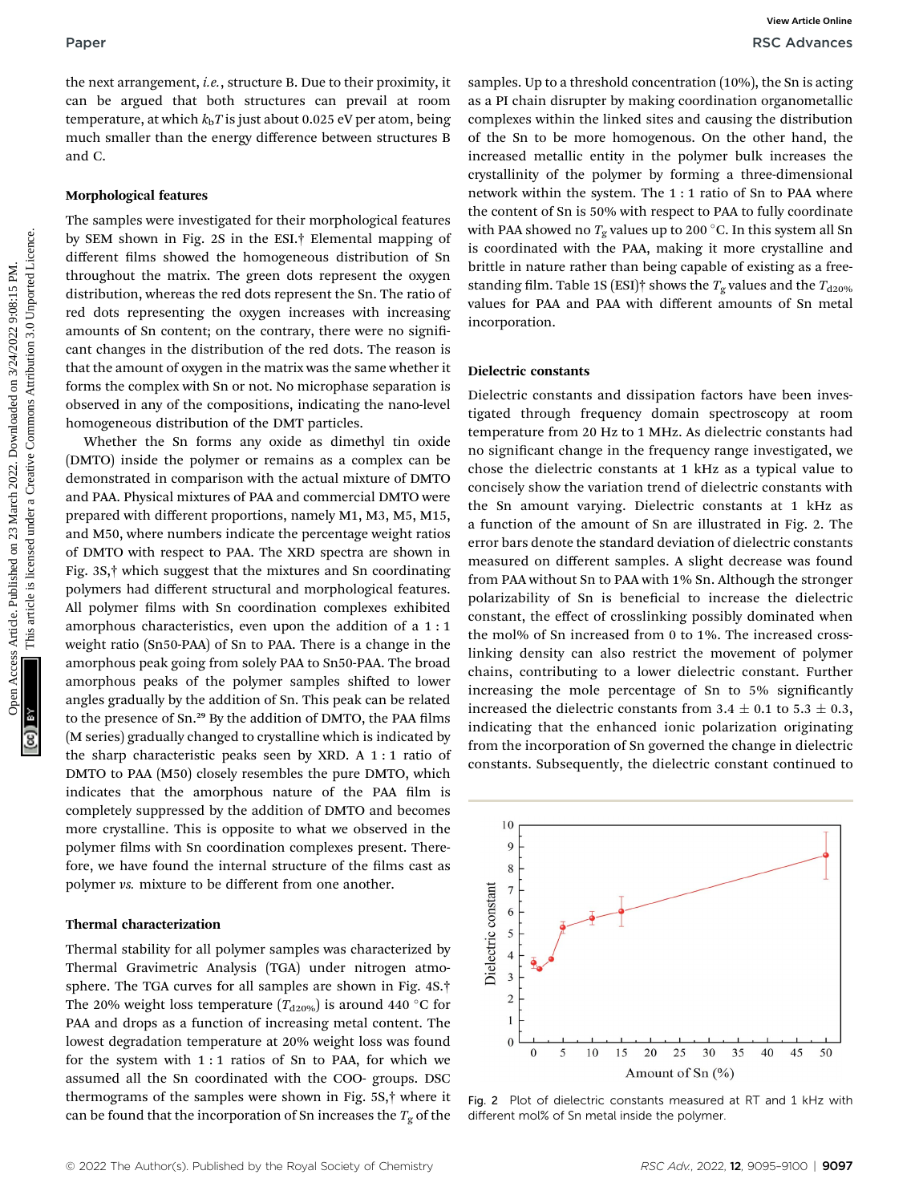the next arrangement, *i.e.*, structure B. Due to their proximity, it can be argued that both structures can prevail at room temperature, at which $k_bT$ is just about 0.025 eV per atom, being much smaller than the energy difference between structures B and C.

### Morphological features

The samples were investigated for their morphological features by SEM shown in Fig. 2S in the ESI.† Elemental mapping of different films showed the homogeneous distribution of Sn throughout the matrix. The green dots represent the oxygen distribution, whereas the red dots represent the Sn. The ratio of red dots representing the oxygen increases with increasing amounts of Sn content; on the contrary, there were no significant changes in the distribution of the red dots. The reason is that the amount of oxygen in the matrix was the same whether it forms the complex with Sn or not. No microphase separation is observed in any of the compositions, indicating the nano-level homogeneous distribution of the DMT particles.

Whether the Sn forms any oxide as dimethyl tin oxide (DMTO) inside the polymer or remains as a complex can be demonstrated in comparison with the actual mixture of DMTO and PAA. Physical mixtures of PAA and commercial DMTO were prepared with different proportions, namely M1, M3, M5, M15, and M50, where numbers indicate the percentage weight ratios of DMTO with respect to PAA. The XRD spectra are shown in Fig. 3S,† which suggest that the mixtures and Sn coordinating polymers had different structural and morphological features. All polymer films with Sn coordination complexes exhibited amorphous characteristics, even upon the addition of a 1 : 1 weight ratio (Sn50-PAA) of Sn to PAA. There is a change in the amorphous peak going from solely PAA to Sn50-PAA. The broad amorphous peaks of the polymer samples shifted to lower angles gradually by the addition of Sn. This peak can be related to the presence of Sn.[29] By the addition of DMTO, the PAA films (M series) gradually changed to crystalline which is indicated by the sharp characteristic peaks seen by XRD. A 1 : 1 ratio of DMTO to PAA (M50) closely resembles the pure DMTO, which indicates that the amorphous nature of the PAA film is completely suppressed by the addition of DMTO and becomes more crystalline. This is opposite to what we observed in the polymer films with Sn coordination complexes present. Therefore, we have found the internal structure of the films cast as polymer *vs.* mixture to be different from one another.

### Thermal characterization

Thermal stability for all polymer samples was characterized by Thermal Gravimetric Analysis (TGA) under nitrogen atmosphere. The TGA curves for all samples are shown in Fig. 4S.† The 20% weight loss temperature ($T_{d20\%}$) is around 440 °C for PAA and drops as a function of increasing metal content. The lowest degradation temperature at 20% weight loss was found for the system with 1 : 1 ratios of Sn to PAA, for which we assumed all the Sn coordinated with the COO- groups. DSC thermograms of the samples were shown in Fig. 5S,† where it can be found that the incorporation of Sn increases the $T_g$ of the samples. Up to a threshold concentration (10%), the Sn is acting as a PI chain disrupter by making coordination organometallic complexes within the linked sites and causing the distribution of the Sn to be more homogenous. On the other hand, the increased metallic entity in the polymer bulk increases the crystallinity of the polymer by forming a three-dimensional network within the system. The 1 : 1 ratio of Sn to PAA where the content of Sn is 50% with respect to PAA to fully coordinate with PAA showed no $T_g$ values up to 200 °C. In this system all Sn is coordinated with the PAA, making it more crystalline and brittle in nature rather than being capable of existing as a free-standing film. Table 1S (ESI)† shows the $T_g$ values and the $T_{d20\%}$ values for PAA and PAA with different amounts of Sn metal incorporation.

### Dielectric constants

Dielectric constants and dissipation factors have been investigated through frequency domain spectroscopy at room temperature from 20 Hz to 1 MHz. As dielectric constants had no significant change in the frequency range investigated, we chose the dielectric constants at 1 kHz as a typical value to concisely show the variation trend of dielectric constants with the Sn amount varying. Dielectric constants at 1 kHz as a function of the amount of Sn are illustrated in Fig. 2. The error bars denote the standard deviation of dielectric constants measured on different samples. A slight decrease was found from PAA without Sn to PAA with 1% Sn. Although the stronger polarizability of Sn is beneficial to increase the dielectric constant, the effect of crosslinking possibly dominated when the mol% of Sn increased from 0 to 1%. The increased crosslinking density can also restrict the movement of polymer chains, contributing to a lower dielectric constant. Further increasing the mole percentage of Sn to 5% significantly increased the dielectric constants from 3.4 ± 0.1 to 5.3 ± 0.3, indicating that the enhanced ionic polarization originating from the incorporation of Sn governed the change in dielectric constants. Subsequently, the dielectric constant continued to

Fig. 2 Plot of dielectric constants measured at RT and 1 kHz with different mol% of Sn metal inside the polymer.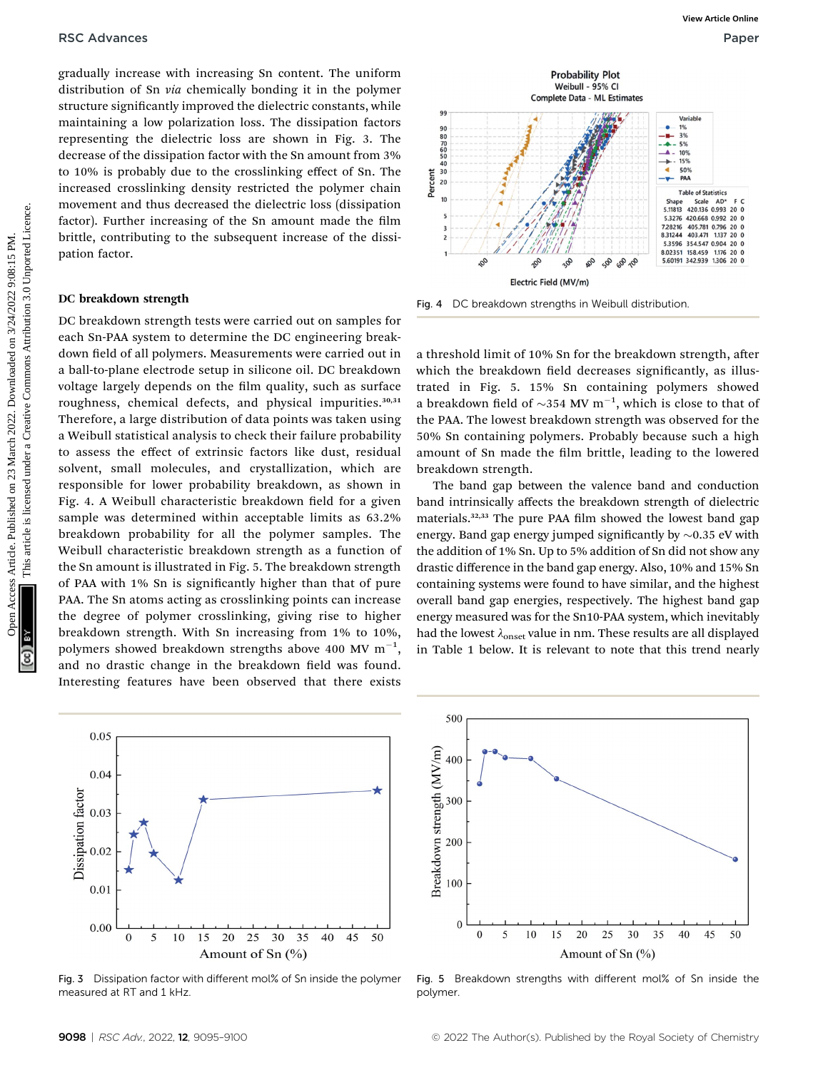gradually increase with increasing Sn content. The uniform distribution of Sn *via* chemically bonding it in the polymer structure significantly improved the dielectric constants, while maintaining a low polarization loss. The dissipation factors representing the dielectric loss are shown in Fig. 3. The decrease of the dissipation factor with the Sn amount from 3% to 10% is probably due to the crosslinking effect of Sn. The increased crosslinking density restricted the polymer chain movement and thus decreased the dielectric loss (dissipation factor). Further increasing of the Sn amount made the film brittle, contributing to the subsequent increase of the dissipation factor.

## DC breakdown strength

DC breakdown strength tests were carried out on samples for each Sn-PAA system to determine the DC engineering breakdown field of all polymers. Measurements were carried out in a ball-to-plane electrode setup in silicone oil. DC breakdown voltage largely depends on the film quality, such as surface roughness, chemical defects, and physical impurities.[30,31] Therefore, a large distribution of data points was taken using a Weibull statistical analysis to check their failure probability to assess the effect of extrinsic factors like dust, residual solvent, small molecules, and crystallization, which are responsible for lower probability breakdown, as shown in Fig. 4. A Weibull characteristic breakdown field for a given sample was determined within acceptable limits as 63.2% breakdown probability for all the polymer samples. The Weibull characteristic breakdown strength as a function of the Sn amount is illustrated in Fig. 5. The breakdown strength of PAA with 1% Sn is significantly higher than that of pure PAA. The Sn atoms acting as crosslinking points can increase the degree of polymer crosslinking, giving rise to higher breakdown strength. With Sn increasing from 1% to 10%, polymers showed breakdown strengths above 400 MV m$^{-1}$, and no drastic change in the breakdown field was found. Interesting features have been observed that there exists a threshold limit of 10% Sn for the breakdown strength, after which the breakdown field decreases significantly, as illustrated in Fig. 5. 15% Sn containing polymers showed a breakdown field of ~354 MV m$^{-1}$, which is close to that of the PAA. The lowest breakdown strength was observed for the 50% Sn containing polymers. Probably because such a high amount of Sn made the film brittle, leading to the lowered breakdown strength.

Fig. 4 DC breakdown strengths in Weibull distribution.

The band gap between the valence band and conduction band intrinsically affects the breakdown strength of dielectric materials.[32,33] The pure PAA film showed the lowest band gap energy. Band gap energy jumped significantly by ~0.35 eV with the addition of 1% Sn. Up to 5% addition of Sn did not show any drastic difference in the band gap energy. Also, 10% and 15% Sn containing systems were found to have similar, and the highest overall band gap energies, respectively. The highest band gap energy measured was for the Sn10-PAA system, which inevitably had the lowest $\lambda_{onset}$ value in nm. These results are all displayed in Table 1 below. It is relevant to note that this trend nearly

Fig. 3 Dissipation factor with different mol% of Sn inside the polymer measured at RT and 1 kHz.

Fig. 5 Breakdown strengths with different mol% of Sn inside the polymer.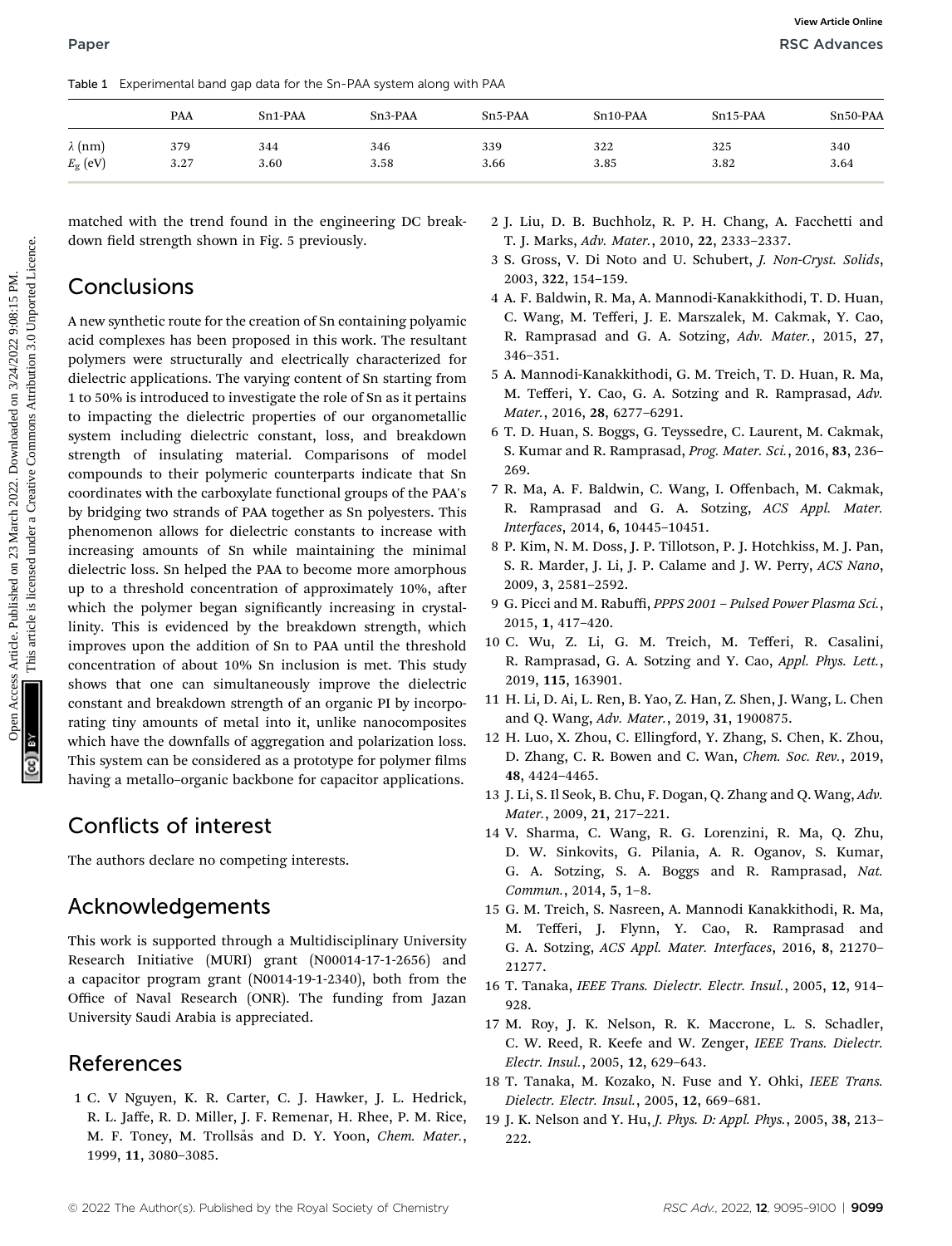Table 1 Experimental band gap data for the Sn-PAA system along with PAA

| | PAA | Sn1-PAA | Sn3-PAA | Sn5-PAA | Sn10-PAA | Sn15-PAA | Sn50-PAA |
|---|---|---|---|---|---|---|---|
| $\lambda$ (nm) | 379 | 344 | 346 | 339 | 322 | 325 | 340 |
| $E_g$ (eV) | 3.27 | 3.60 | 3.58 | 3.66 | 3.85 | 3.82 | 3.64 |

matched with the trend found in the engineering DC breakdown field strength shown in Fig. 5 previously.

## Conclusions

A new synthetic route for the creation of Sn containing polyamic acid complexes has been proposed in this work. The resultant polymers were structurally and electrically characterized for dielectric applications. The varying content of Sn starting from 1 to 50% is introduced to investigate the role of Sn as it pertains to impacting the dielectric properties of our organometallic system including dielectric constant, loss, and breakdown strength of insulating material. Comparisons of model compounds to their polymeric counterparts indicate that Sn coordinates with the carboxylate functional groups of the PAA's by bridging two strands of PAA together as Sn polyesters. This phenomenon allows for dielectric constants to increase with increasing amounts of Sn while maintaining the minimal dielectric loss. Sn helped the PAA to become more amorphous up to a threshold concentration of approximately 10%, after which the polymer began significantly increasing in crystallinity. This is evidenced by the breakdown strength, which improves upon the addition of Sn to PAA until the threshold concentration of about 10% Sn inclusion is met. This study shows that one can simultaneously improve the dielectric constant and breakdown strength of an organic PI by incorporating tiny amounts of metal into it, unlike nanocomposites which have the downfalls of aggregation and polarization loss. This system can be considered as a prototype for polymer films having a metallo–organic backbone for capacitor applications.

## Conflicts of interest

The authors declare no competing interests.

## Acknowledgements

This work is supported through a Multidisciplinary University Research Initiative (MURI) grant (N00014-17-1-2656) and a capacitor program grant (N0014-19-1-2340), both from the Office of Naval Research (ONR). The funding from Jazan University Saudi Arabia is appreciated.

## References

1 C. V Nguyen, K. R. Carter, C. J. Hawker, J. L. Hedrick, R. L. Jaffe, R. D. Miller, J. F. Remenar, H. Rhee, P. M. Rice, M. F. Toney, M. Trollsås and D. Y. Yoon, *Chem. Mater.*, 1999, **11**, 3080–3085.

2 J. Liu, D. B. Buchholz, R. P. H. Chang, A. Facchetti and T. J. Marks, *Adv. Mater.*, 2010, **22**, 2333–2337.

3 S. Gross, V. Di Noto and U. Schubert, *J. Non-Cryst. Solids*, 2003, **322**, 154–159.

4 A. F. Baldwin, R. Ma, A. Mannodi-Kanakkithodi, T. D. Huan, C. Wang, M. Tefferi, J. E. Marszalek, M. Cakmak, Y. Cao, R. Ramprasad and G. A. Sotzing, *Adv. Mater.*, 2015, **27**, 346–351.

5 A. Mannodi-Kanakkithodi, G. M. Treich, T. D. Huan, R. Ma, M. Tefferi, Y. Cao, G. A. Sotzing and R. Ramprasad, *Adv. Mater.*, 2016, **28**, 6277–6291.

6 T. D. Huan, S. Boggs, G. Teyssedre, C. Laurent, M. Cakmak, S. Kumar and R. Ramprasad, *Prog. Mater. Sci.*, 2016, **83**, 236–269.

7 R. Ma, A. F. Baldwin, C. Wang, I. Offenbach, M. Cakmak, R. Ramprasad and G. A. Sotzing, *ACS Appl. Mater. Interfaces*, 2014, **6**, 10445–10451.

8 P. Kim, N. M. Doss, J. P. Tillotson, P. J. Hotchkiss, M. J. Pan, S. R. Marder, J. Li, J. P. Calame and J. W. Perry, *ACS Nano*, 2009, **3**, 2581–2592.

9 G. Picci and M. Rabuffi, *PPPS 2001 – Pulsed Power Plasma Sci.*, 2015, **1**, 417–420.

10 C. Wu, Z. Li, G. M. Treich, M. Tefferi, R. Casalini, R. Ramprasad, G. A. Sotzing and Y. Cao, *Appl. Phys. Lett.*, 2019, **115**, 163901.

11 H. Li, D. Ai, L. Ren, B. Yao, Z. Han, Z. Shen, J. Wang, L. Chen and Q. Wang, *Adv. Mater.*, 2019, **31**, 1900875.

12 H. Luo, X. Zhou, C. Ellingford, Y. Zhang, S. Chen, K. Zhou, D. Zhang, C. R. Bowen and C. Wan, *Chem. Soc. Rev.*, 2019, **48**, 4424–4465.

13 J. Li, S. Il Seok, B. Chu, F. Dogan, Q. Zhang and Q. Wang, *Adv. Mater.*, 2009, **21**, 217–221.

14 V. Sharma, C. Wang, R. G. Lorenzini, R. Ma, Q. Zhu, D. W. Sinkovits, G. Pilania, A. R. Oganov, S. Kumar, G. A. Sotzing, S. A. Boggs and R. Ramprasad, *Nat. Commun.*, 2014, **5**, 1–8.

15 G. M. Treich, S. Nasreen, A. Mannodi Kanakkithodi, R. Ma, M. Tefferi, J. Flynn, Y. Cao, R. Ramprasad and G. A. Sotzing, *ACS Appl. Mater. Interfaces*, 2016, **8**, 21270–21277.

16 T. Tanaka, *IEEE Trans. Dielectr. Electr. Insul.*, 2005, **12**, 914–928.

17 M. Roy, J. K. Nelson, R. K. Maccrone, L. S. Schadler, C. W. Reed, R. Keefe and W. Zenger, *IEEE Trans. Dielectr. Electr. Insul.*, 2005, **12**, 629–643.

18 T. Tanaka, M. Kozako, N. Fuse and Y. Ohki, *IEEE Trans. Dielectr. Electr. Insul.*, 2005, **12**, 669–681.

19 J. K. Nelson and Y. Hu, *J. Phys. D: Appl. Phys.*, 2005, **38**, 213–222.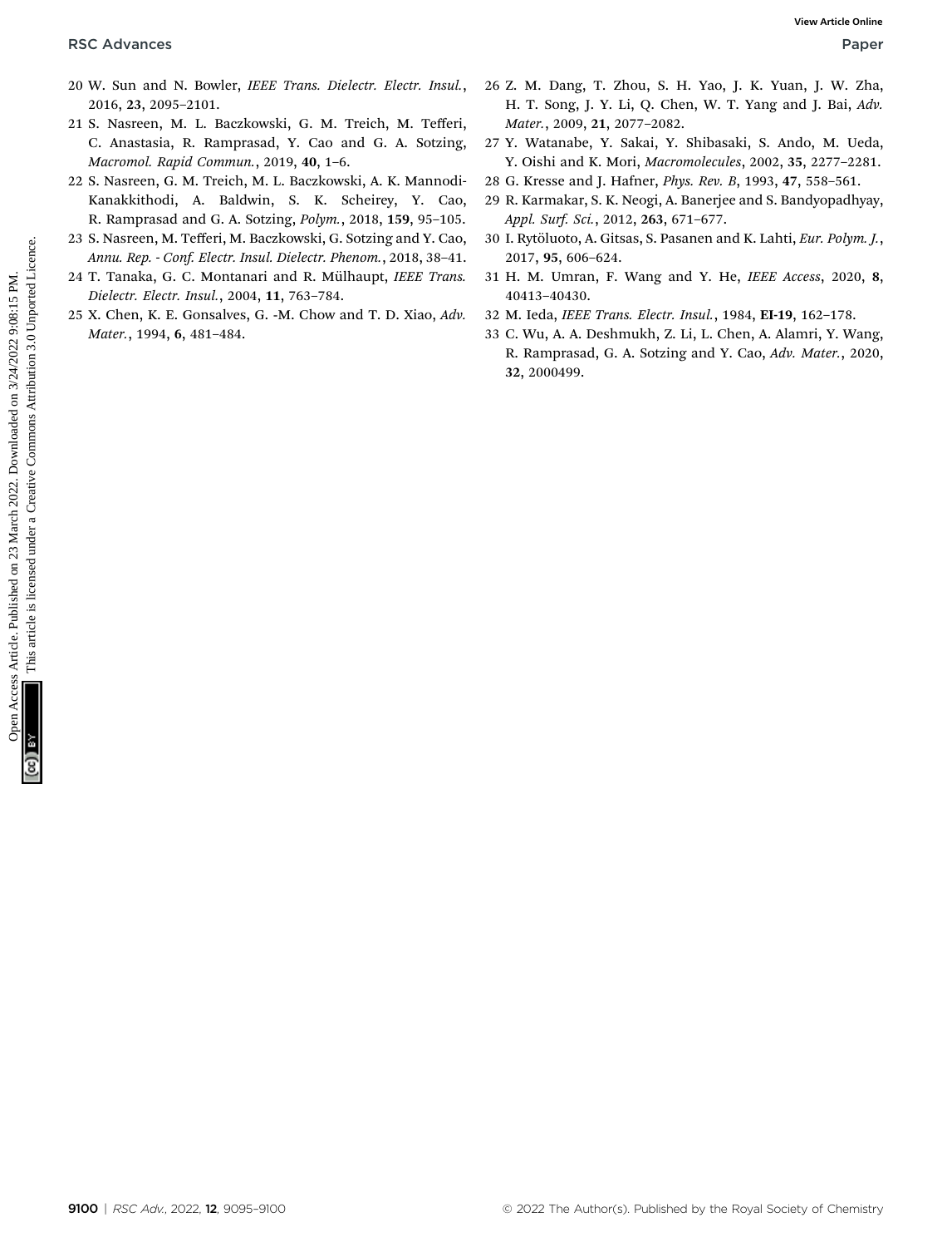20 W. Sun and N. Bowler, *IEEE Trans. Dielectr. Electr. Insul.*, 2016, **23**, 2095–2101.

21 S. Nasreen, M. L. Baczkowski, G. M. Treich, M. Tefferi, C. Anastasia, R. Ramprasad, Y. Cao and G. A. Sotzing, *Macromol. Rapid Commun.*, 2019, **40**, 1–6.

22 S. Nasreen, G. M. Treich, M. L. Baczkowski, A. K. Mannodi-Kanakkithodi, A. Baldwin, S. K. Scheirey, Y. Cao, R. Ramprasad and G. A. Sotzing, *Polym.*, 2018, **159**, 95–105.

23 S. Nasreen, M. Tefferi, M. Baczkowski, G. Sotzing and Y. Cao, *Annu. Rep. - Conf. Electr. Insul. Dielectr. Phenom.*, 2018, 38–41.

24 T. Tanaka, G. C. Montanari and R. Mülhaupt, *IEEE Trans. Dielectr. Electr. Insul.*, 2004, **11**, 763–784.

25 X. Chen, K. E. Gonsalves, G. -M. Chow and T. D. Xiao, *Adv. Mater.*, 1994, **6**, 481–484.

26 Z. M. Dang, T. Zhou, S. H. Yao, J. K. Yuan, J. W. Zha, H. T. Song, J. Y. Li, Q. Chen, W. T. Yang and J. Bai, *Adv. Mater.*, 2009, **21**, 2077–2082.

27 Y. Watanabe, Y. Sakai, Y. Shibasaki, S. Ando, M. Ueda, Y. Oishi and K. Mori, *Macromolecules*, 2002, **35**, 2277–2281.

28 G. Kresse and J. Hafner, *Phys. Rev. B*, 1993, **47**, 558–561.

29 R. Karmakar, S. K. Neogi, A. Banerjee and S. Bandyopadhyay, *Appl. Surf. Sci.*, 2012, **263**, 671–677.

30 I. Rytöluoto, A. Gitsas, S. Pasanen and K. Lahti, *Eur. Polym. J.*, 2017, **95**, 606–624.

31 H. M. Umran, F. Wang and Y. He, *IEEE Access*, 2020, **8**, 40413–40430.

32 M. Ieda, *IEEE Trans. Electr. Insul.*, 1984, **EI-19**, 162–178.

33 C. Wu, A. A. Deshmukh, Z. Li, L. Chen, A. Alamri, Y. Wang, R. Ramprasad, G. A. Sotzing and Y. Cao, *Adv. Mater.*, 2020, **32**, 2000499.